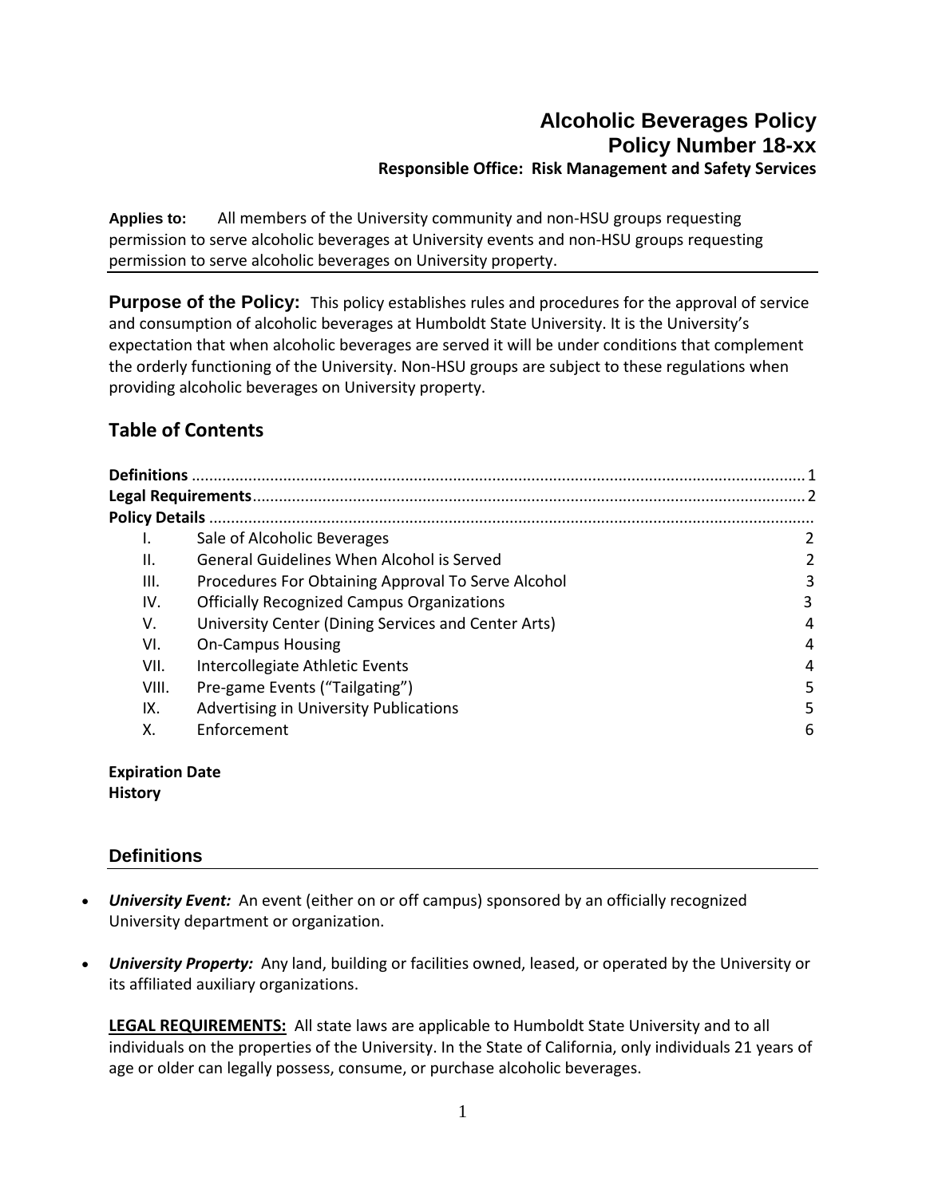# Alcoholic Beverages Policy
## Policy Number 18-xx
**Responsible Office: Risk Management and Safety Services**

**Applies to:** All members of the University community and non-HSU groups requesting permission to serve alcoholic beverages at University events and non-HSU groups requesting permission to serve alcoholic beverages on University property.

**Purpose of the Policy:** This policy establishes rules and procedures for the approval of service and consumption of alcoholic beverages at Humboldt State University. It is the University's expectation that when alcoholic beverages are served it will be under conditions that complement the orderly functioning of the University. Non-HSU groups are subject to these regulations when providing alcoholic beverages on University property.

## Table of Contents

**Definitions** ........................................................................ 1
**Legal Requirements** ............................................................ 2
**Policy Details** ......................................................................

| | | |
|---|---|---|
| I. | Sale of Alcoholic Beverages | 2 |
| II. | General Guidelines When Alcohol is Served | 2 |
| III. | Procedures For Obtaining Approval To Serve Alcohol | 3 |
| IV. | Officially Recognized Campus Organizations | 3 |
| V. | University Center (Dining Services and Center Arts) | 4 |
| VI. | On-Campus Housing | 4 |
| VII. | Intercollegiate Athletic Events | 4 |
| VIII. | Pre-game Events ("Tailgating") | 5 |
| IX. | Advertising in University Publications | 5 |
| X. | Enforcement | 6 |

**Expiration Date**
**History**

## Definitions

- ***University Event:*** An event (either on or off campus) sponsored by an officially recognized University department or organization.

- ***University Property:*** Any land, building or facilities owned, leased, or operated by the University or its affiliated auxiliary organizations.

**LEGAL REQUIREMENTS:** All state laws are applicable to Humboldt State University and to all individuals on the properties of the University. In the State of California, only individuals 21 years of age or older can legally possess, consume, or purchase alcoholic beverages.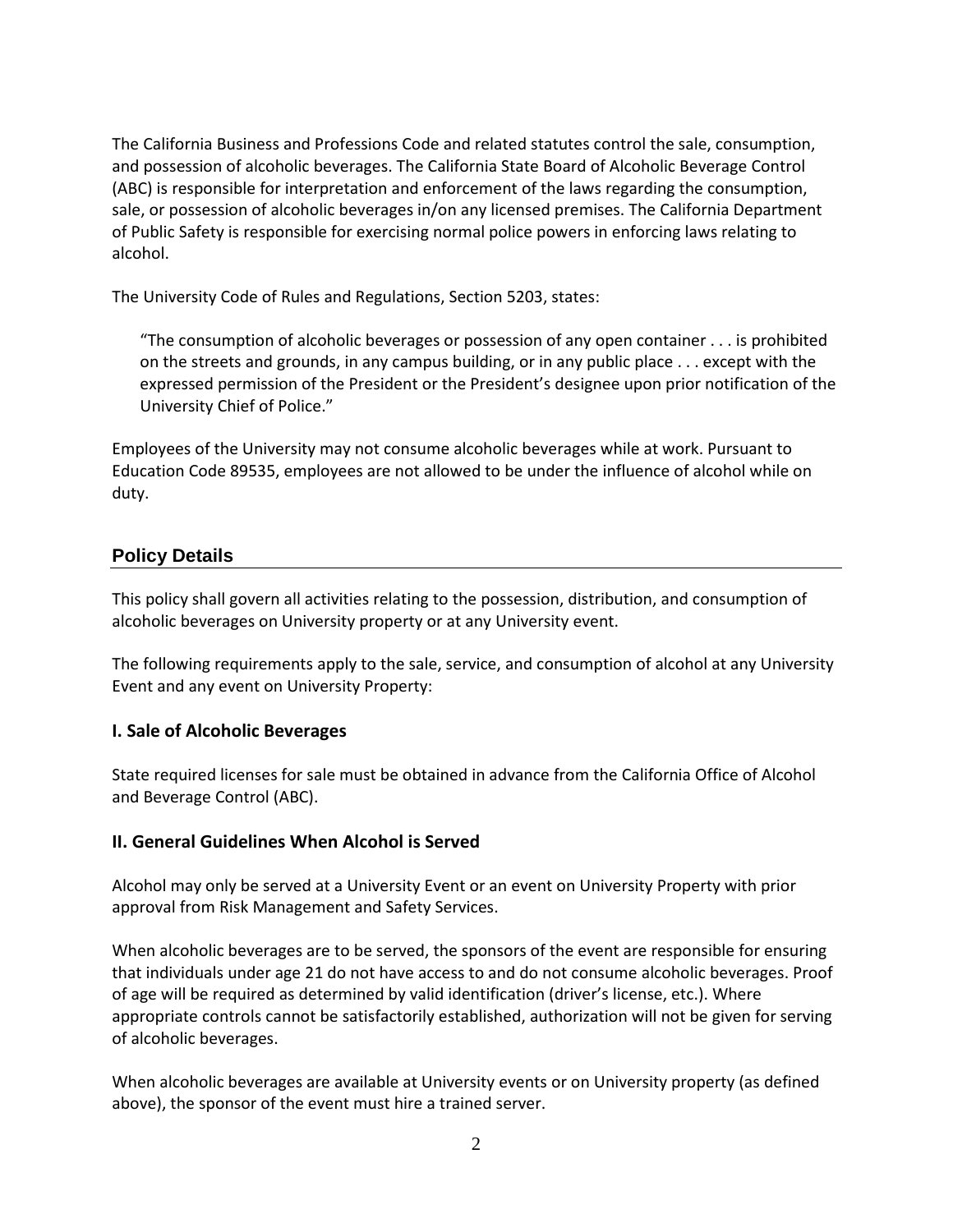The California Business and Professions Code and related statutes control the sale, consumption, and possession of alcoholic beverages. The California State Board of Alcoholic Beverage Control (ABC) is responsible for interpretation and enforcement of the laws regarding the consumption, sale, or possession of alcoholic beverages in/on any licensed premises. The California Department of Public Safety is responsible for exercising normal police powers in enforcing laws relating to alcohol.

The University Code of Rules and Regulations, Section 5203, states:

> "The consumption of alcoholic beverages or possession of any open container . . . is prohibited on the streets and grounds, in any campus building, or in any public place . . . except with the expressed permission of the President or the President's designee upon prior notification of the University Chief of Police."

Employees of the University may not consume alcoholic beverages while at work. Pursuant to Education Code 89535, employees are not allowed to be under the influence of alcohol while on duty.

## Policy Details

This policy shall govern all activities relating to the possession, distribution, and consumption of alcoholic beverages on University property or at any University event.

The following requirements apply to the sale, service, and consumption of alcohol at any University Event and any event on University Property:

### I. Sale of Alcoholic Beverages

State required licenses for sale must be obtained in advance from the California Office of Alcohol and Beverage Control (ABC).

### II. General Guidelines When Alcohol is Served

Alcohol may only be served at a University Event or an event on University Property with prior approval from Risk Management and Safety Services.

When alcoholic beverages are to be served, the sponsors of the event are responsible for ensuring that individuals under age 21 do not have access to and do not consume alcoholic beverages. Proof of age will be required as determined by valid identification (driver's license, etc.). Where appropriate controls cannot be satisfactorily established, authorization will not be given for serving of alcoholic beverages.

When alcoholic beverages are available at University events or on University property (as defined above), the sponsor of the event must hire a trained server.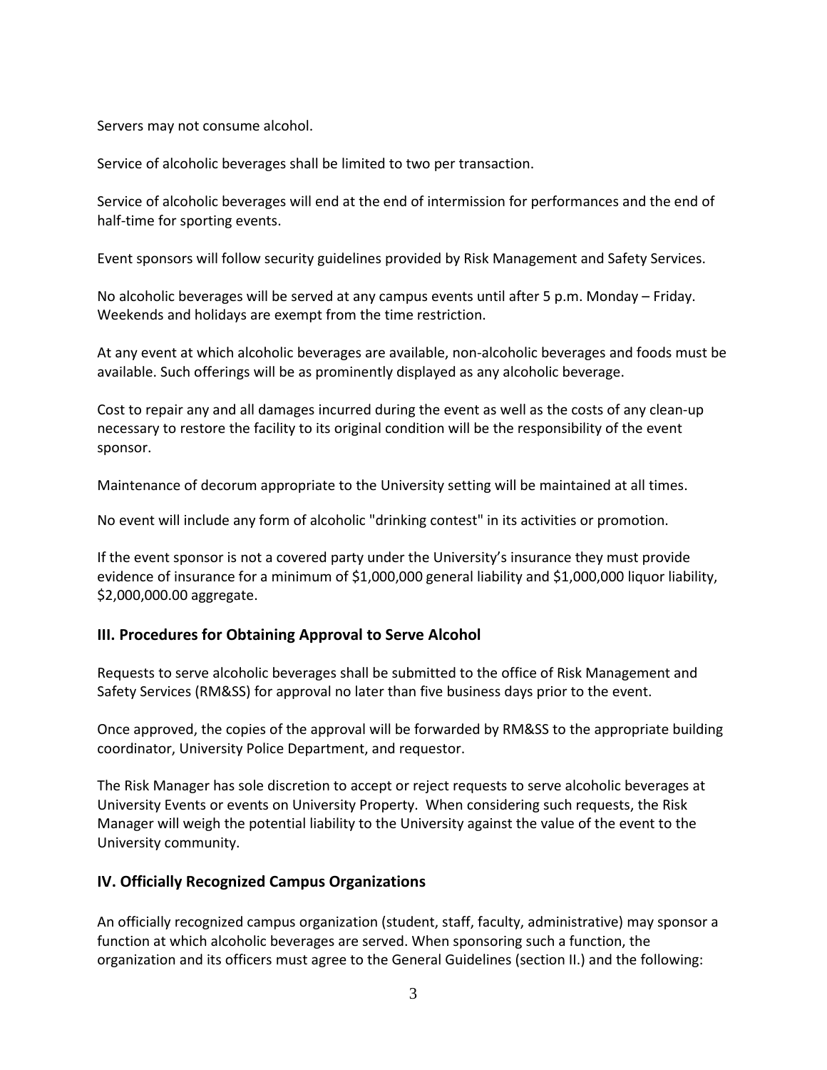Servers may not consume alcohol.

Service of alcoholic beverages shall be limited to two per transaction.

Service of alcoholic beverages will end at the end of intermission for performances and the end of half-time for sporting events.

Event sponsors will follow security guidelines provided by Risk Management and Safety Services.

No alcoholic beverages will be served at any campus events until after 5 p.m. Monday – Friday. Weekends and holidays are exempt from the time restriction.

At any event at which alcoholic beverages are available, non-alcoholic beverages and foods must be available. Such offerings will be as prominently displayed as any alcoholic beverage.

Cost to repair any and all damages incurred during the event as well as the costs of any clean-up necessary to restore the facility to its original condition will be the responsibility of the event sponsor.

Maintenance of decorum appropriate to the University setting will be maintained at all times.

No event will include any form of alcoholic "drinking contest" in its activities or promotion.

If the event sponsor is not a covered party under the University's insurance they must provide evidence of insurance for a minimum of $1,000,000 general liability and $1,000,000 liquor liability, $2,000,000.00 aggregate.

## III. Procedures for Obtaining Approval to Serve Alcohol

Requests to serve alcoholic beverages shall be submitted to the office of Risk Management and Safety Services (RM&SS) for approval no later than five business days prior to the event.

Once approved, the copies of the approval will be forwarded by RM&SS to the appropriate building coordinator, University Police Department, and requestor.

The Risk Manager has sole discretion to accept or reject requests to serve alcoholic beverages at University Events or events on University Property. When considering such requests, the Risk Manager will weigh the potential liability to the University against the value of the event to the University community.

## IV. Officially Recognized Campus Organizations

An officially recognized campus organization (student, staff, faculty, administrative) may sponsor a function at which alcoholic beverages are served. When sponsoring such a function, the organization and its officers must agree to the General Guidelines (section II.) and the following: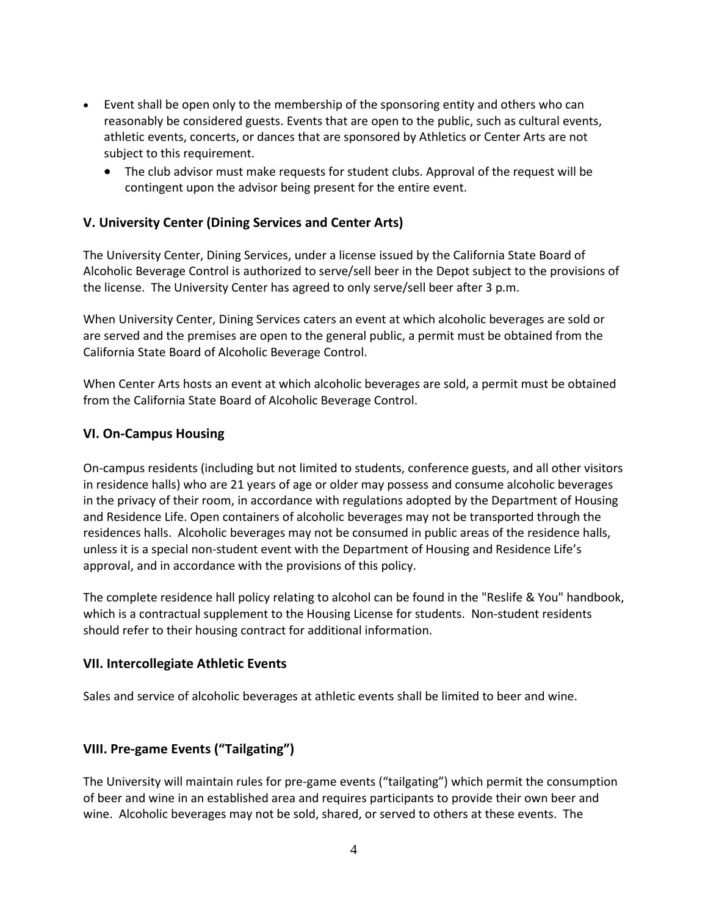- Event shall be open only to the membership of the sponsoring entity and others who can reasonably be considered guests. Events that are open to the public, such as cultural events, athletic events, concerts, or dances that are sponsored by Athletics or Center Arts are not subject to this requirement.
  - The club advisor must make requests for student clubs. Approval of the request will be contingent upon the advisor being present for the entire event.

### V. University Center (Dining Services and Center Arts)

The University Center, Dining Services, under a license issued by the California State Board of Alcoholic Beverage Control is authorized to serve/sell beer in the Depot subject to the provisions of the license. The University Center has agreed to only serve/sell beer after 3 p.m.

When University Center, Dining Services caters an event at which alcoholic beverages are sold or are served and the premises are open to the general public, a permit must be obtained from the California State Board of Alcoholic Beverage Control.

When Center Arts hosts an event at which alcoholic beverages are sold, a permit must be obtained from the California State Board of Alcoholic Beverage Control.

### VI. On-Campus Housing

On-campus residents (including but not limited to students, conference guests, and all other visitors in residence halls) who are 21 years of age or older may possess and consume alcoholic beverages in the privacy of their room, in accordance with regulations adopted by the Department of Housing and Residence Life. Open containers of alcoholic beverages may not be transported through the residences halls. Alcoholic beverages may not be consumed in public areas of the residence halls, unless it is a special non-student event with the Department of Housing and Residence Life's approval, and in accordance with the provisions of this policy.

The complete residence hall policy relating to alcohol can be found in the "Reslife & You" handbook, which is a contractual supplement to the Housing License for students. Non-student residents should refer to their housing contract for additional information.

### VII. Intercollegiate Athletic Events

Sales and service of alcoholic beverages at athletic events shall be limited to beer and wine.

### VIII. Pre-game Events ("Tailgating")

The University will maintain rules for pre-game events ("tailgating") which permit the consumption of beer and wine in an established area and requires participants to provide their own beer and wine. Alcoholic beverages may not be sold, shared, or served to others at these events. The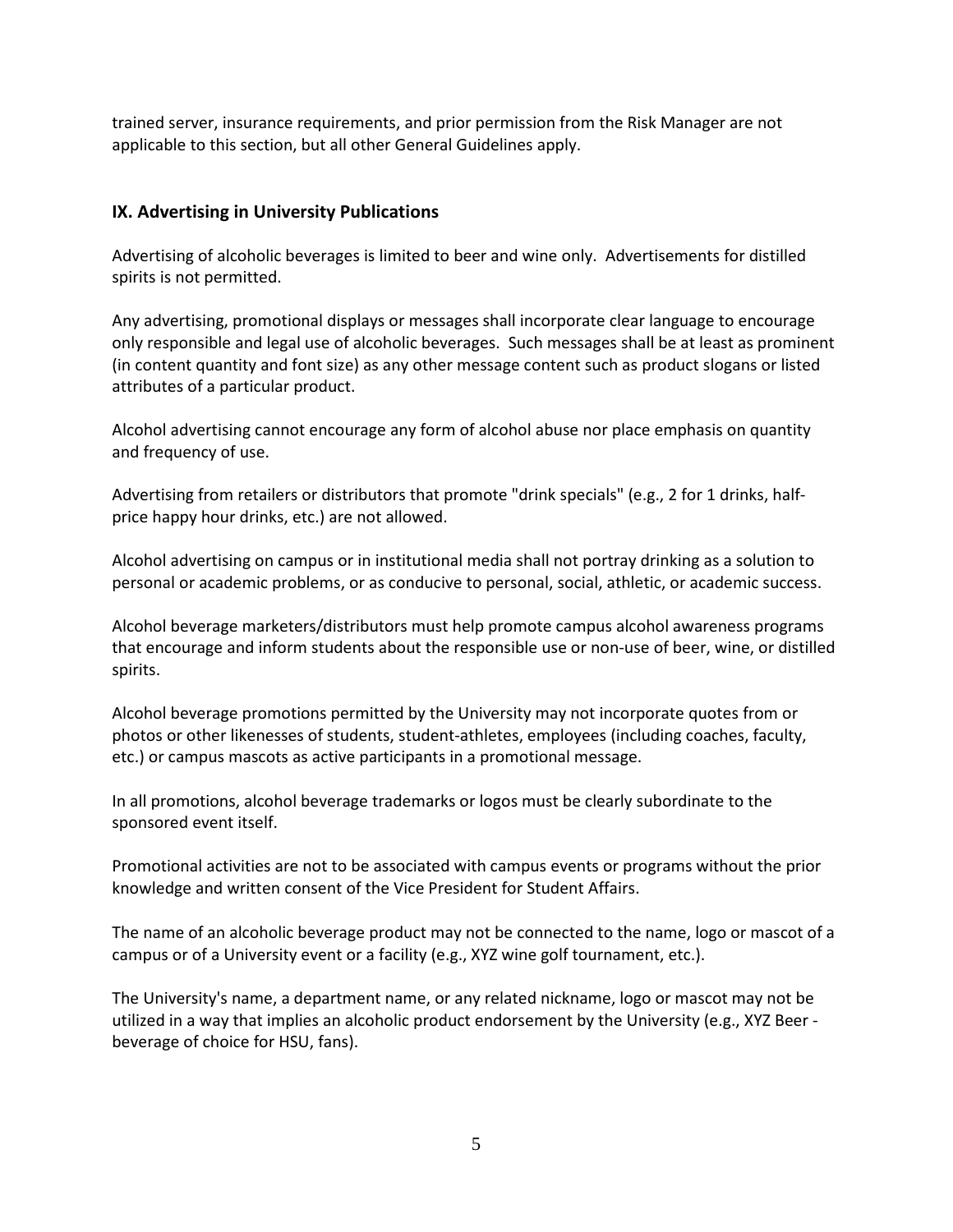trained server, insurance requirements, and prior permission from the Risk Manager are not applicable to this section, but all other General Guidelines apply.

## IX. Advertising in University Publications

Advertising of alcoholic beverages is limited to beer and wine only. Advertisements for distilled spirits is not permitted.

Any advertising, promotional displays or messages shall incorporate clear language to encourage only responsible and legal use of alcoholic beverages. Such messages shall be at least as prominent (in content quantity and font size) as any other message content such as product slogans or listed attributes of a particular product.

Alcohol advertising cannot encourage any form of alcohol abuse nor place emphasis on quantity and frequency of use.

Advertising from retailers or distributors that promote "drink specials" (e.g., 2 for 1 drinks, half-price happy hour drinks, etc.) are not allowed.

Alcohol advertising on campus or in institutional media shall not portray drinking as a solution to personal or academic problems, or as conducive to personal, social, athletic, or academic success.

Alcohol beverage marketers/distributors must help promote campus alcohol awareness programs that encourage and inform students about the responsible use or non-use of beer, wine, or distilled spirits.

Alcohol beverage promotions permitted by the University may not incorporate quotes from or photos or other likenesses of students, student-athletes, employees (including coaches, faculty, etc.) or campus mascots as active participants in a promotional message.

In all promotions, alcohol beverage trademarks or logos must be clearly subordinate to the sponsored event itself.

Promotional activities are not to be associated with campus events or programs without the prior knowledge and written consent of the Vice President for Student Affairs.

The name of an alcoholic beverage product may not be connected to the name, logo or mascot of a campus or of a University event or a facility (e.g., XYZ wine golf tournament, etc.).

The University's name, a department name, or any related nickname, logo or mascot may not be utilized in a way that implies an alcoholic product endorsement by the University (e.g., XYZ Beer - beverage of choice for HSU, fans).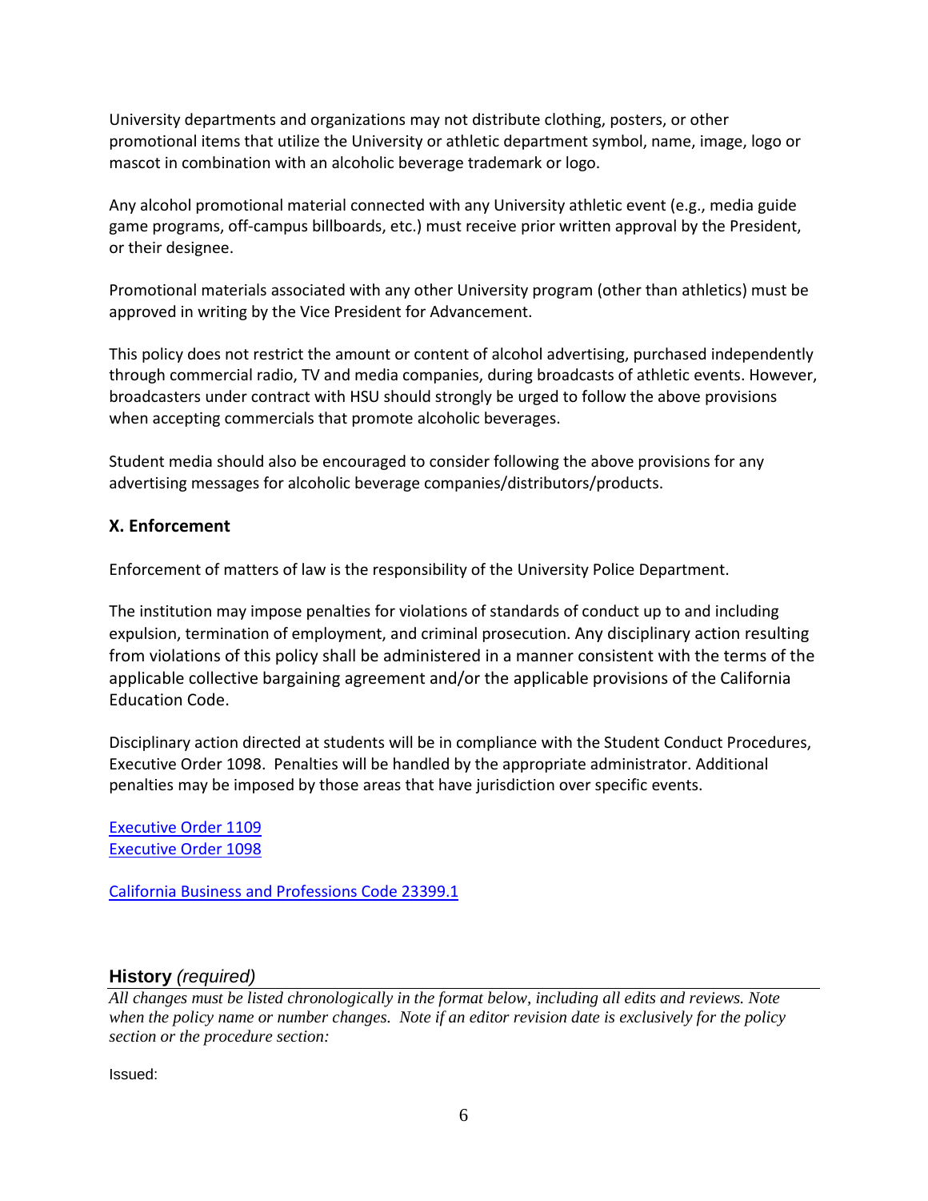University departments and organizations may not distribute clothing, posters, or other promotional items that utilize the University or athletic department symbol, name, image, logo or mascot in combination with an alcoholic beverage trademark or logo.

Any alcohol promotional material connected with any University athletic event (e.g., media guide game programs, off-campus billboards, etc.) must receive prior written approval by the President, or their designee.

Promotional materials associated with any other University program (other than athletics) must be approved in writing by the Vice President for Advancement.

This policy does not restrict the amount or content of alcohol advertising, purchased independently through commercial radio, TV and media companies, during broadcasts of athletic events. However, broadcasters under contract with HSU should strongly be urged to follow the above provisions when accepting commercials that promote alcoholic beverages.

Student media should also be encouraged to consider following the above provisions for any advertising messages for alcoholic beverage companies/distributors/products.

### X. Enforcement

Enforcement of matters of law is the responsibility of the University Police Department.

The institution may impose penalties for violations of standards of conduct up to and including expulsion, termination of employment, and criminal prosecution. Any disciplinary action resulting from violations of this policy shall be administered in a manner consistent with the terms of the applicable collective bargaining agreement and/or the applicable provisions of the California Education Code.

Disciplinary action directed at students will be in compliance with the Student Conduct Procedures, Executive Order 1098. Penalties will be handled by the appropriate administrator. Additional penalties may be imposed by those areas that have jurisdiction over specific events.

Executive Order 1109
Executive Order 1098

California Business and Professions Code 23399.1

## History *(required)*

*All changes must be listed chronologically in the format below, including all edits and reviews. Note when the policy name or number changes. Note if an editor revision date is exclusively for the policy section or the procedure section:*

Issued: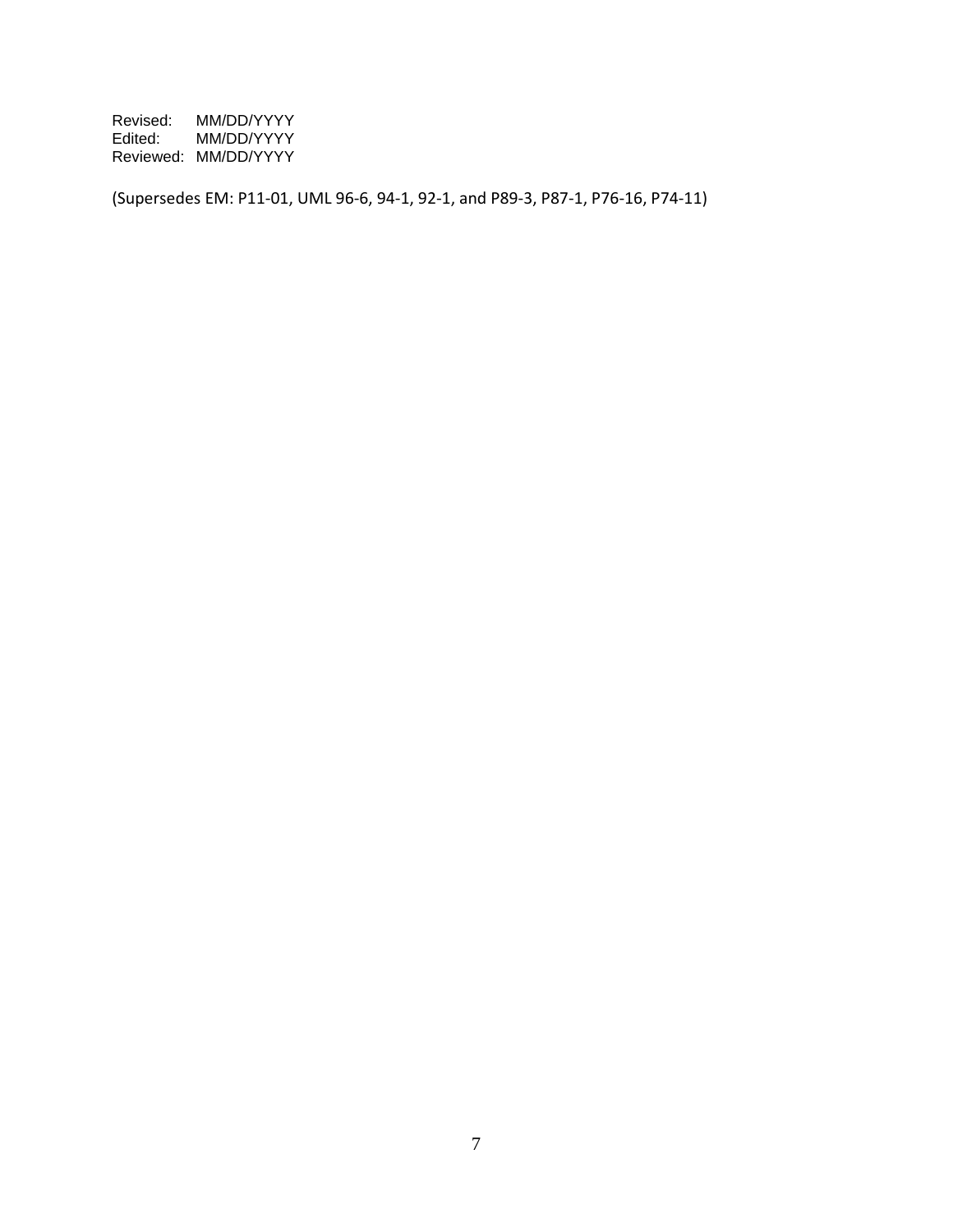Revised: MM/DD/YYYY
Edited: MM/DD/YYYY
Reviewed: MM/DD/YYYY

(Supersedes EM: P11-01, UML 96-6, 94-1, 92-1, and P89-3, P87-1, P76-16, P74-11)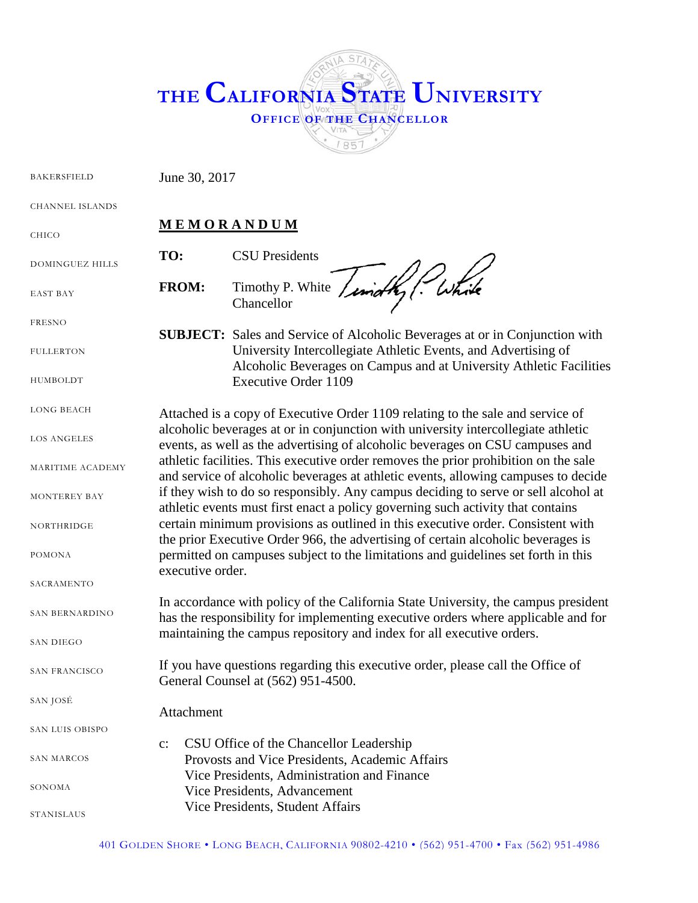# THE CALIFORNIA STATE UNIVERSITY

**OFFICE OF THE CHANCELLOR**

BAKERSFIELD
CHANNEL ISLANDS
CHICO
DOMINGUEZ HILLS
EAST BAY
FRESNO
FULLERTON
HUMBOLDT
LONG BEACH
LOS ANGELES
MARITIME ACADEMY
MONTEREY BAY
NORTHRIDGE
POMONA
SACRAMENTO
SAN BERNARDINO
SAN DIEGO
SAN FRANCISCO
SAN JOSÉ
SAN LUIS OBISPO
SAN MARCOS
SONOMA
STANISLAUS

June 30, 2017

**M E M O R A N D U M**

**TO:** CSU Presidents

**FROM:** Timothy P. White
Chancellor

**SUBJECT:** Sales and Service of Alcoholic Beverages at or in Conjunction with University Intercollegiate Athletic Events, and Advertising of Alcoholic Beverages on Campus and at University Athletic Facilities
Executive Order 1109

Attached is a copy of Executive Order 1109 relating to the sale and service of alcoholic beverages at or in conjunction with university intercollegiate athletic events, as well as the advertising of alcoholic beverages on CSU campuses and athletic facilities. This executive order removes the prior prohibition on the sale and service of alcoholic beverages at athletic events, allowing campuses to decide if they wish to do so responsibly. Any campus deciding to serve or sell alcohol at athletic events must first enact a policy governing such activity that contains certain minimum provisions as outlined in this executive order. Consistent with the prior Executive Order 966, the advertising of certain alcoholic beverages is permitted on campuses subject to the limitations and guidelines set forth in this executive order.

In accordance with policy of the California State University, the campus president has the responsibility for implementing executive orders where applicable and for maintaining the campus repository and index for all executive orders.

If you have questions regarding this executive order, please call the Office of General Counsel at (562) 951-4500.

Attachment

c: CSU Office of the Chancellor Leadership
Provosts and Vice Presidents, Academic Affairs
Vice Presidents, Administration and Finance
Vice Presidents, Advancement
Vice Presidents, Student Affairs

401 GOLDEN SHORE • LONG BEACH, CALIFORNIA 90802-4210 • (562) 951-4700 • Fax (562) 951-4986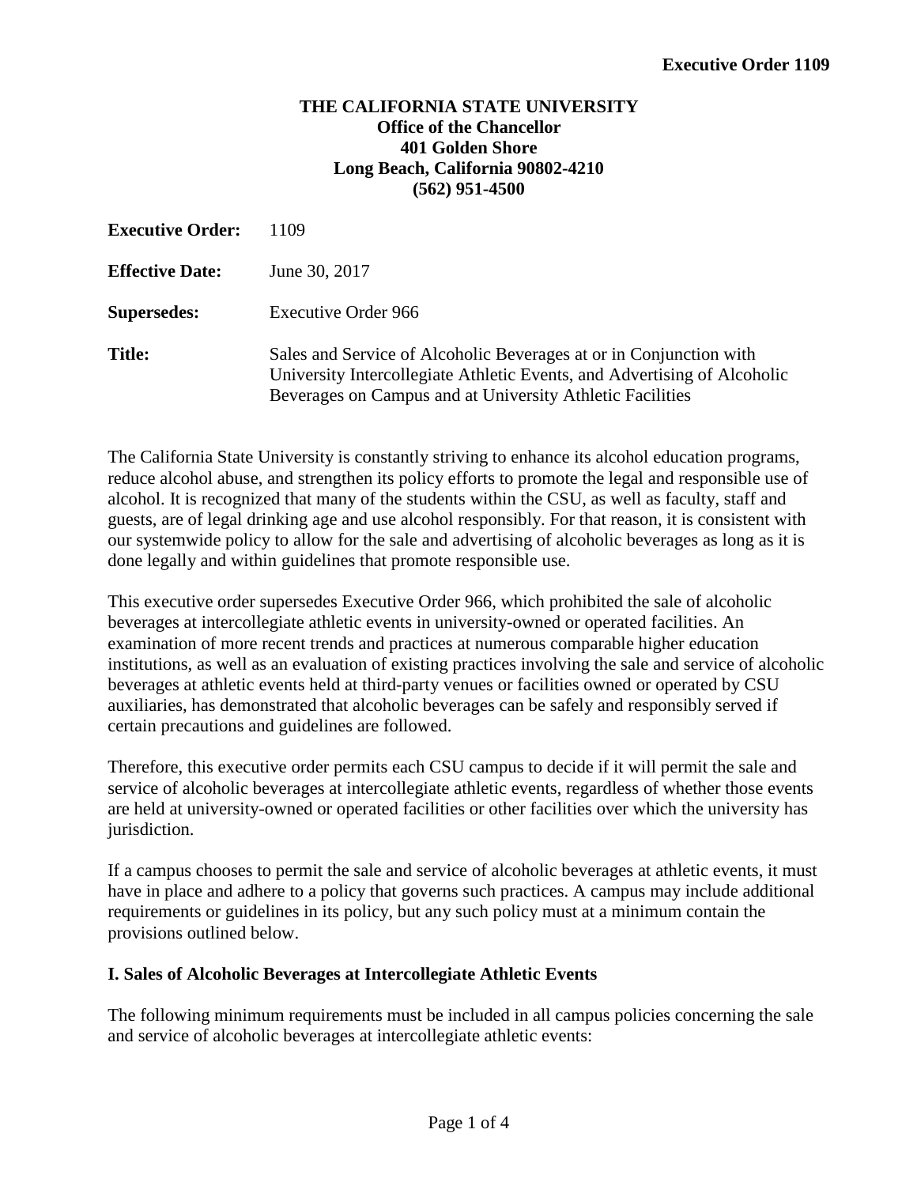**Executive Order 1109**

**THE CALIFORNIA STATE UNIVERSITY**
**Office of the Chancellor**
**401 Golden Shore**
**Long Beach, California 90802-4210**
**(562) 951-4500**

**Executive Order:** 1109

**Effective Date:** June 30, 2017

**Supersedes:** Executive Order 966

**Title:** Sales and Service of Alcoholic Beverages at or in Conjunction with University Intercollegiate Athletic Events, and Advertising of Alcoholic Beverages on Campus and at University Athletic Facilities

The California State University is constantly striving to enhance its alcohol education programs, reduce alcohol abuse, and strengthen its policy efforts to promote the legal and responsible use of alcohol. It is recognized that many of the students within the CSU, as well as faculty, staff and guests, are of legal drinking age and use alcohol responsibly. For that reason, it is consistent with our systemwide policy to allow for the sale and advertising of alcoholic beverages as long as it is done legally and within guidelines that promote responsible use.

This executive order supersedes Executive Order 966, which prohibited the sale of alcoholic beverages at intercollegiate athletic events in university-owned or operated facilities. An examination of more recent trends and practices at numerous comparable higher education institutions, as well as an evaluation of existing practices involving the sale and service of alcoholic beverages at athletic events held at third-party venues or facilities owned or operated by CSU auxiliaries, has demonstrated that alcoholic beverages can be safely and responsibly served if certain precautions and guidelines are followed.

Therefore, this executive order permits each CSU campus to decide if it will permit the sale and service of alcoholic beverages at intercollegiate athletic events, regardless of whether those events are held at university-owned or operated facilities or other facilities over which the university has jurisdiction.

If a campus chooses to permit the sale and service of alcoholic beverages at athletic events, it must have in place and adhere to a policy that governs such practices. A campus may include additional requirements or guidelines in its policy, but any such policy must at a minimum contain the provisions outlined below.

## I. Sales of Alcoholic Beverages at Intercollegiate Athletic Events

The following minimum requirements must be included in all campus policies concerning the sale and service of alcoholic beverages at intercollegiate athletic events: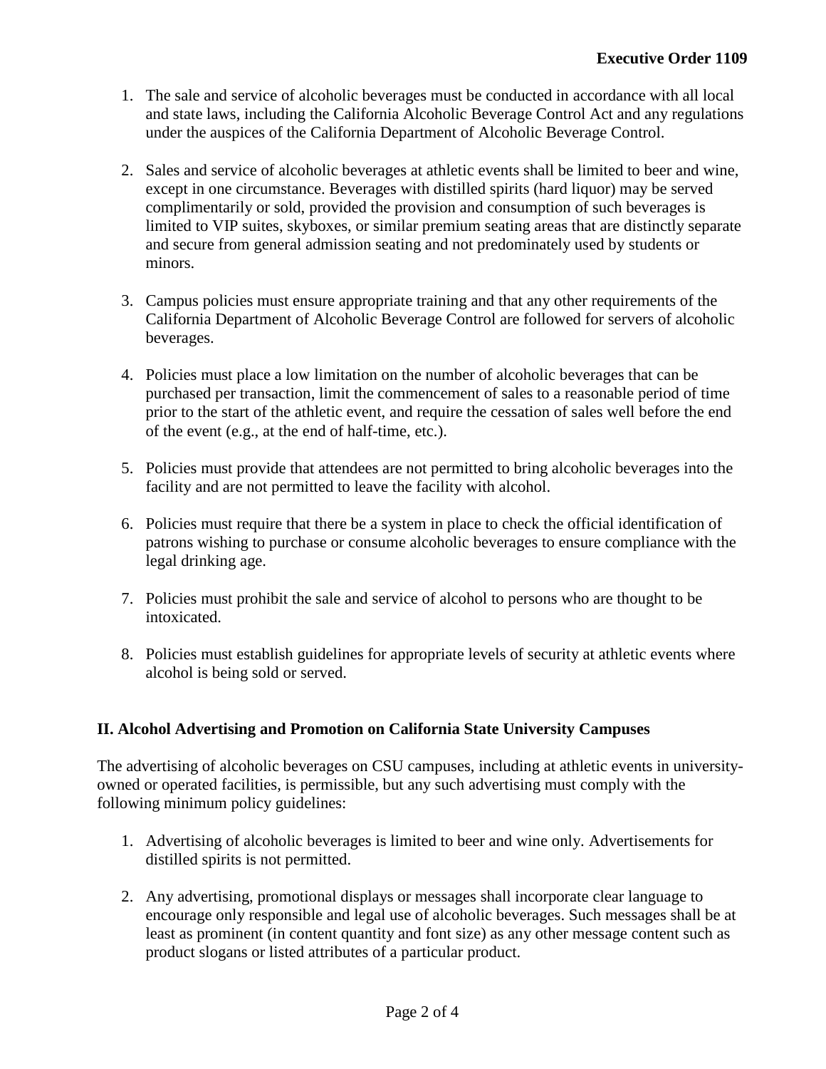1. The sale and service of alcoholic beverages must be conducted in accordance with all local and state laws, including the California Alcoholic Beverage Control Act and any regulations under the auspices of the California Department of Alcoholic Beverage Control.

2. Sales and service of alcoholic beverages at athletic events shall be limited to beer and wine, except in one circumstance. Beverages with distilled spirits (hard liquor) may be served complimentarily or sold, provided the provision and consumption of such beverages is limited to VIP suites, skyboxes, or similar premium seating areas that are distinctly separate and secure from general admission seating and not predominately used by students or minors.

3. Campus policies must ensure appropriate training and that any other requirements of the California Department of Alcoholic Beverage Control are followed for servers of alcoholic beverages.

4. Policies must place a low limitation on the number of alcoholic beverages that can be purchased per transaction, limit the commencement of sales to a reasonable period of time prior to the start of the athletic event, and require the cessation of sales well before the end of the event (e.g., at the end of half-time, etc.).

5. Policies must provide that attendees are not permitted to bring alcoholic beverages into the facility and are not permitted to leave the facility with alcohol.

6. Policies must require that there be a system in place to check the official identification of patrons wishing to purchase or consume alcoholic beverages to ensure compliance with the legal drinking age.

7. Policies must prohibit the sale and service of alcohol to persons who are thought to be intoxicated.

8. Policies must establish guidelines for appropriate levels of security at athletic events where alcohol is being sold or served.

## II. Alcohol Advertising and Promotion on California State University Campuses

The advertising of alcoholic beverages on CSU campuses, including at athletic events in university-owned or operated facilities, is permissible, but any such advertising must comply with the following minimum policy guidelines:

1. Advertising of alcoholic beverages is limited to beer and wine only. Advertisements for distilled spirits is not permitted.

2. Any advertising, promotional displays or messages shall incorporate clear language to encourage only responsible and legal use of alcoholic beverages. Such messages shall be at least as prominent (in content quantity and font size) as any other message content such as product slogans or listed attributes of a particular product.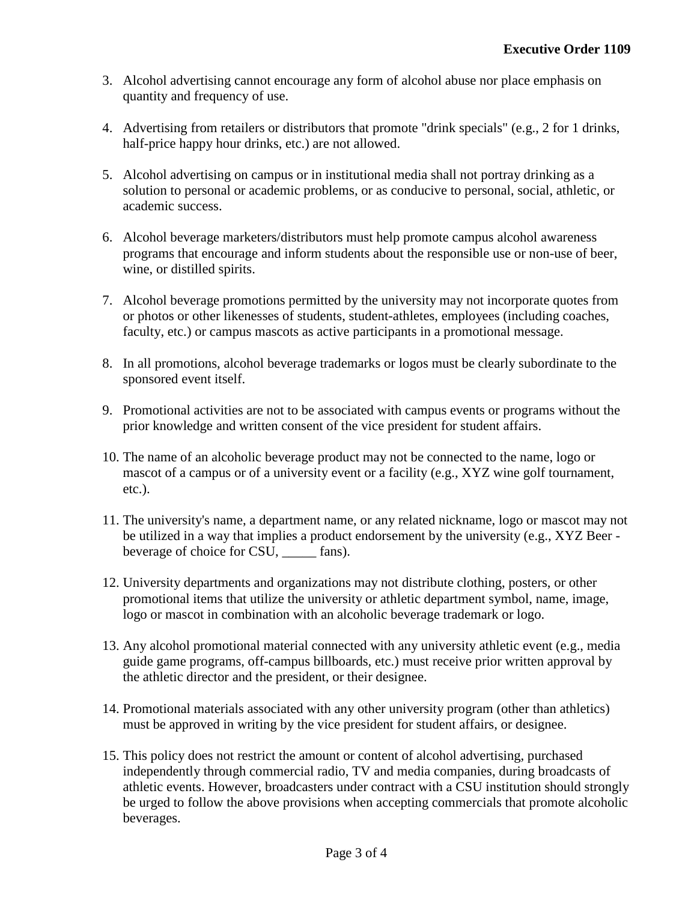3. Alcohol advertising cannot encourage any form of alcohol abuse nor place emphasis on quantity and frequency of use.

4. Advertising from retailers or distributors that promote "drink specials" (e.g., 2 for 1 drinks, half-price happy hour drinks, etc.) are not allowed.

5. Alcohol advertising on campus or in institutional media shall not portray drinking as a solution to personal or academic problems, or as conducive to personal, social, athletic, or academic success.

6. Alcohol beverage marketers/distributors must help promote campus alcohol awareness programs that encourage and inform students about the responsible use or non-use of beer, wine, or distilled spirits.

7. Alcohol beverage promotions permitted by the university may not incorporate quotes from or photos or other likenesses of students, student-athletes, employees (including coaches, faculty, etc.) or campus mascots as active participants in a promotional message.

8. In all promotions, alcohol beverage trademarks or logos must be clearly subordinate to the sponsored event itself.

9. Promotional activities are not to be associated with campus events or programs without the prior knowledge and written consent of the vice president for student affairs.

10. The name of an alcoholic beverage product may not be connected to the name, logo or mascot of a campus or of a university event or a facility (e.g., XYZ wine golf tournament, etc.).

11. The university's name, a department name, or any related nickname, logo or mascot may not be utilized in a way that implies a product endorsement by the university (e.g., XYZ Beer - beverage of choice for CSU, _____ fans).

12. University departments and organizations may not distribute clothing, posters, or other promotional items that utilize the university or athletic department symbol, name, image, logo or mascot in combination with an alcoholic beverage trademark or logo.

13. Any alcohol promotional material connected with any university athletic event (e.g., media guide game programs, off-campus billboards, etc.) must receive prior written approval by the athletic director and the president, or their designee.

14. Promotional materials associated with any other university program (other than athletics) must be approved in writing by the vice president for student affairs, or designee.

15. This policy does not restrict the amount or content of alcohol advertising, purchased independently through commercial radio, TV and media companies, during broadcasts of athletic events. However, broadcasters under contract with a CSU institution should strongly be urged to follow the above provisions when accepting commercials that promote alcoholic beverages.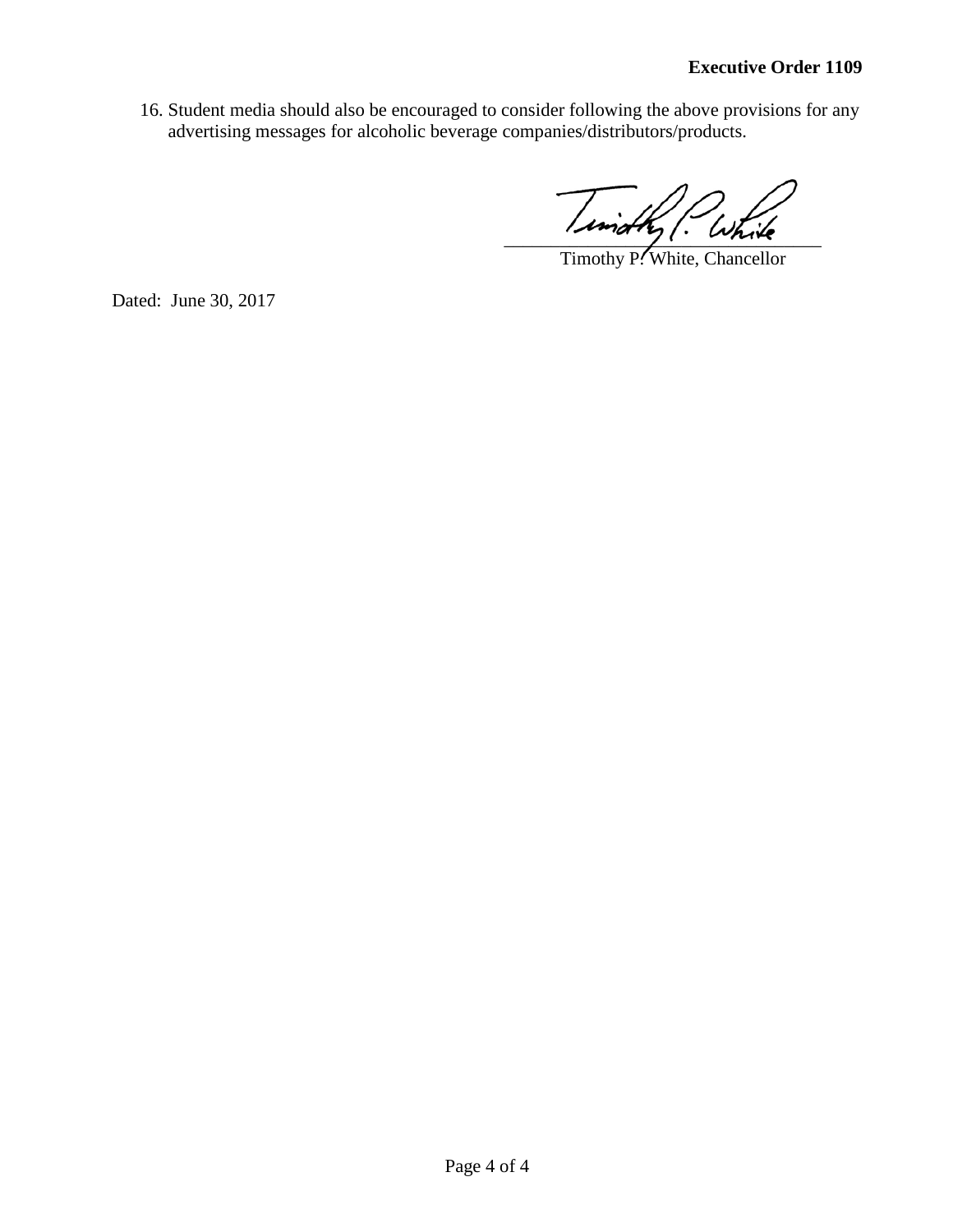16. Student media should also be encouraged to consider following the above provisions for any advertising messages for alcoholic beverage companies/distributors/products.

Timothy P. White, Chancellor

Dated: June 30, 2017